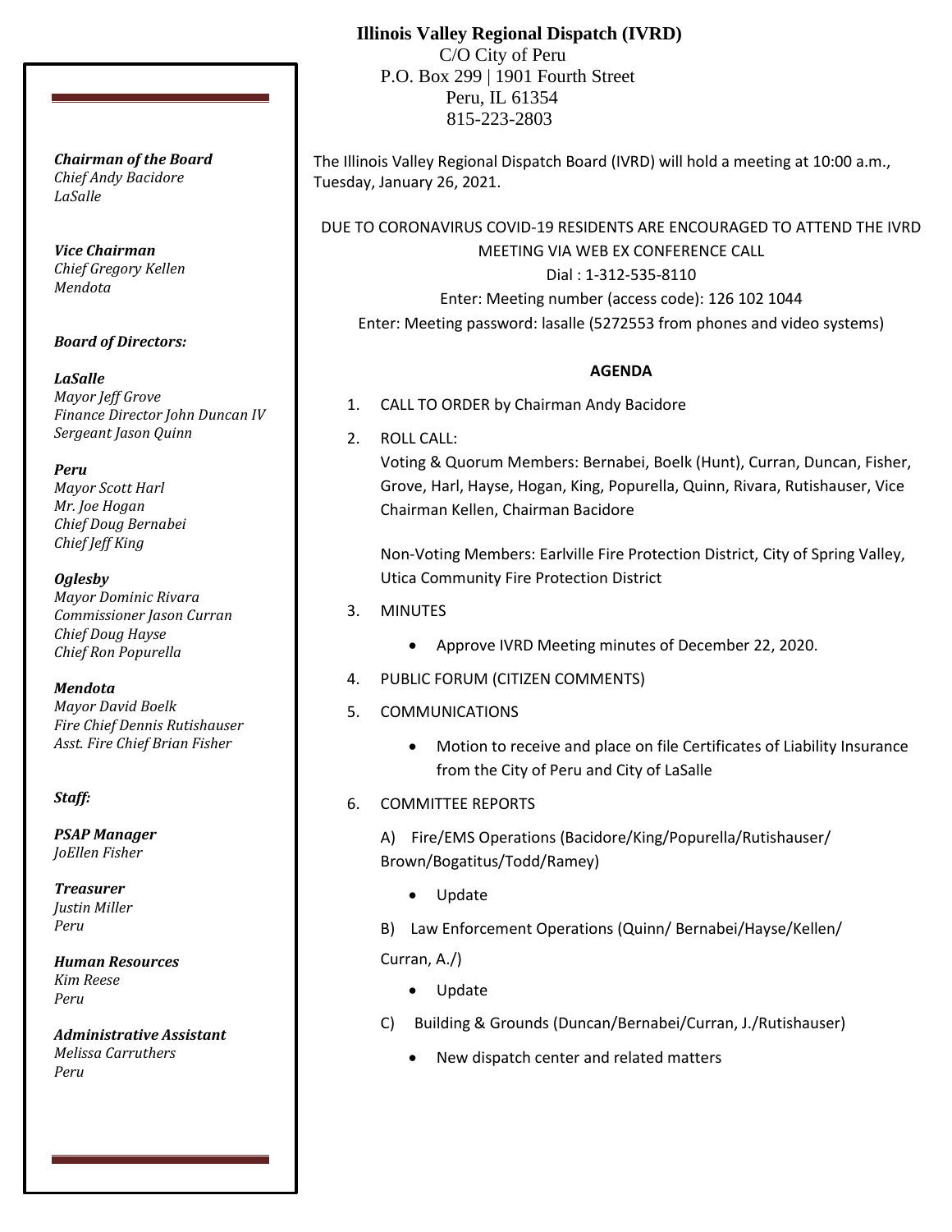# Illinois Valley Regional Dispatch (IVRD)

C/O City of Peru
P.O. Box 299 | 1901 Fourth Street
Peru, IL 61354
815-223-2803

***Chairman of the Board***
*Chief Andy Bacidore*
*LaSalle*

***Vice Chairman***
*Chief Gregory Kellen*
*Mendota*

***Board of Directors:***

***LaSalle***
*Mayor Jeff Grove*
*Finance Director John Duncan IV*
*Sergeant Jason Quinn*

***Peru***
*Mayor Scott Harl*
*Mr. Joe Hogan*
*Chief Doug Bernabei*
*Chief Jeff King*

***Oglesby***
*Mayor Dominic Rivara*
*Commissioner Jason Curran*
*Chief Doug Hayse*
*Chief Ron Popurella*

***Mendota***
*Mayor David Boelk*
*Fire Chief Dennis Rutishauser*
*Asst. Fire Chief Brian Fisher*

***Staff:***

***PSAP Manager***
*JoEllen Fisher*

***Treasurer***
*Justin Miller*
*Peru*

***Human Resources***
*Kim Reese*
*Peru*

***Administrative Assistant***
*Melissa Carruthers*
*Peru*

The Illinois Valley Regional Dispatch Board (IVRD) will hold a meeting at 10:00 a.m., Tuesday, January 26, 2021.

DUE TO CORONAVIRUS COVID-19 RESIDENTS ARE ENCOURAGED TO ATTEND THE IVRD MEETING VIA WEB EX CONFERENCE CALL
Dial : 1-312-535-8110
Enter: Meeting number (access code): 126 102 1044
Enter: Meeting password: lasalle (5272553 from phones and video systems)

**AGENDA**

1. CALL TO ORDER by Chairman Andy Bacidore
2. ROLL CALL:
   Voting & Quorum Members: Bernabei, Boelk (Hunt), Curran, Duncan, Fisher, Grove, Harl, Hayse, Hogan, King, Popurella, Quinn, Rivara, Rutishauser, Vice Chairman Kellen, Chairman Bacidore

   Non-Voting Members: Earlville Fire Protection District, City of Spring Valley, Utica Community Fire Protection District
3. MINUTES
   - Approve IVRD Meeting minutes of December 22, 2020.
4. PUBLIC FORUM (CITIZEN COMMENTS)
5. COMMUNICATIONS
   - Motion to receive and place on file Certificates of Liability Insurance from the City of Peru and City of LaSalle
6. COMMITTEE REPORTS

   A) Fire/EMS Operations (Bacidore/King/Popurella/Rutishauser/ Brown/Bogatitus/Todd/Ramey)
   - Update

   B) Law Enforcement Operations (Quinn/ Bernabei/Hayse/Kellen/ Curran, A./)
   - Update

   C) Building & Grounds (Duncan/Bernabei/Curran, J./Rutishauser)
   - New dispatch center and related matters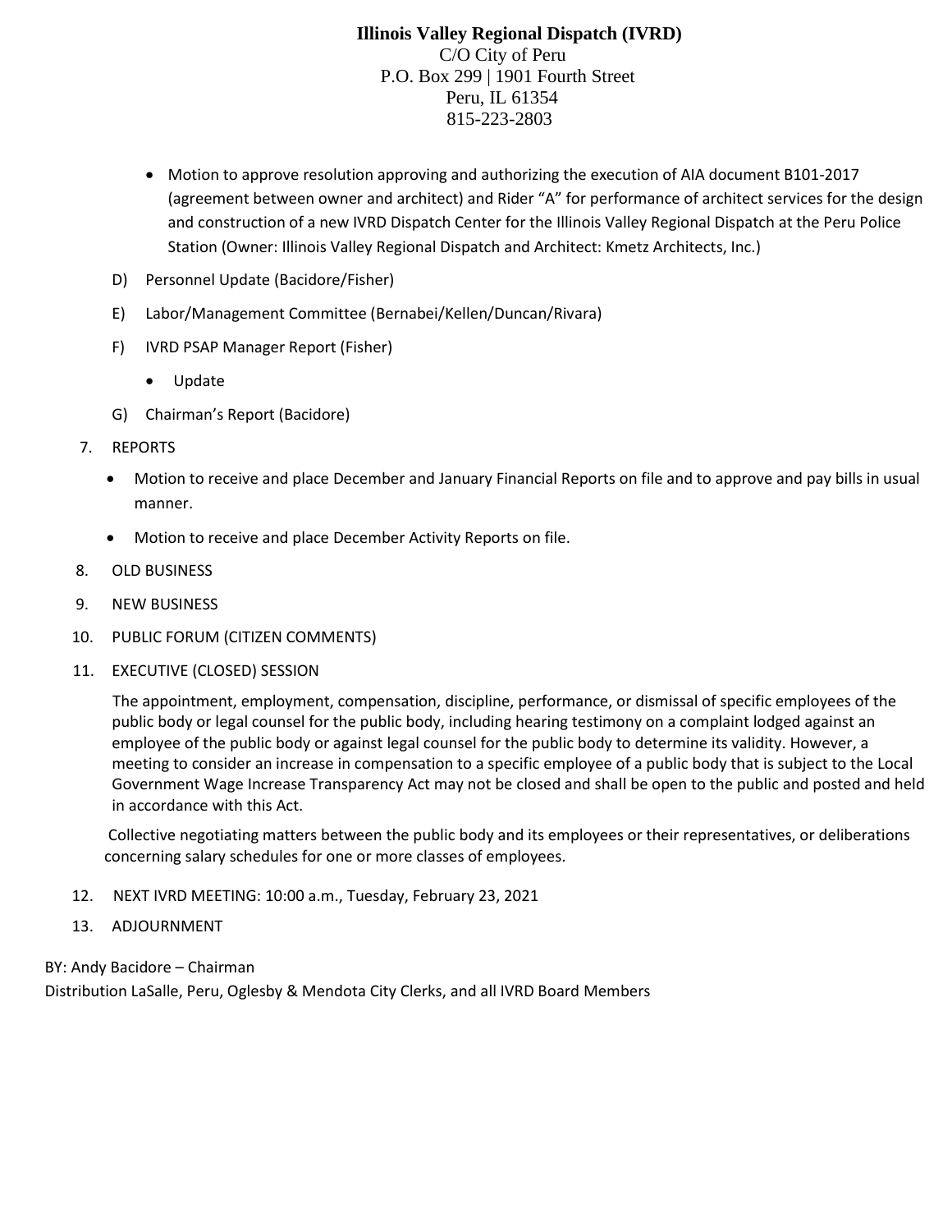**Illinois Valley Regional Dispatch (IVRD)**
C/O City of Peru
P.O. Box 299 | 1901 Fourth Street
Peru, IL 61354
815-223-2803

- Motion to approve resolution approving and authorizing the execution of AIA document B101-2017 (agreement between owner and architect) and Rider "A" for performance of architect services for the design and construction of a new IVRD Dispatch Center for the Illinois Valley Regional Dispatch at the Peru Police Station (Owner: Illinois Valley Regional Dispatch and Architect: Kmetz Architects, Inc.)

D) Personnel Update (Bacidore/Fisher)

E) Labor/Management Committee (Bernabei/Kellen/Duncan/Rivara)

F) IVRD PSAP Manager Report (Fisher)

- Update

G) Chairman's Report (Bacidore)

7. REPORTS
   - Motion to receive and place December and January Financial Reports on file and to approve and pay bills in usual manner.
   - Motion to receive and place December Activity Reports on file.
8. OLD BUSINESS
9. NEW BUSINESS
10. PUBLIC FORUM (CITIZEN COMMENTS)
11. EXECUTIVE (CLOSED) SESSION

    The appointment, employment, compensation, discipline, performance, or dismissal of specific employees of the public body or legal counsel for the public body, including hearing testimony on a complaint lodged against an employee of the public body or against legal counsel for the public body to determine its validity. However, a meeting to consider an increase in compensation to a specific employee of a public body that is subject to the Local Government Wage Increase Transparency Act may not be closed and shall be open to the public and posted and held in accordance with this Act.

    Collective negotiating matters between the public body and its employees or their representatives, or deliberations concerning salary schedules for one or more classes of employees.
12. NEXT IVRD MEETING: 10:00 a.m., Tuesday, February 23, 2021
13. ADJOURNMENT

BY: Andy Bacidore – Chairman
Distribution LaSalle, Peru, Oglesby & Mendota City Clerks, and all IVRD Board Members